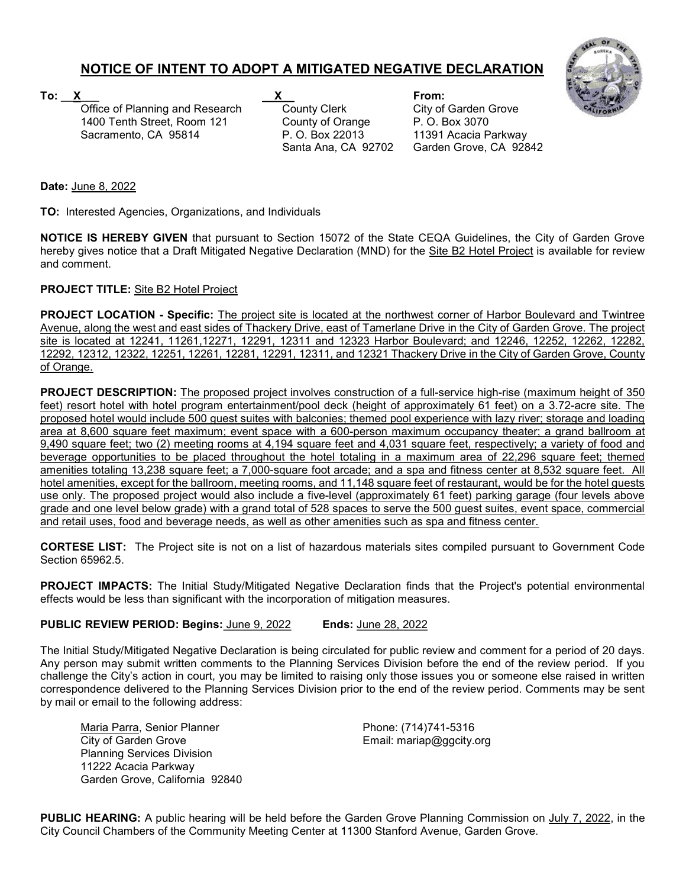# NOTICE OF INTENT TO ADOPT A MITIGATED NEGATIVE DECLARATION

**To:** X Office of Planning and Research
1400 Tenth Street, Room 121
Sacramento, CA 95814

X County Clerk
County of Orange
P. O. Box 22013
Santa Ana, CA 92702

**From:**
City of Garden Grove
P. O. Box 3070
11391 Acacia Parkway
Garden Grove, CA 92842

**Date:** June 8, 2022

**TO:** Interested Agencies, Organizations, and Individuals

**NOTICE IS HEREBY GIVEN** that pursuant to Section 15072 of the State CEQA Guidelines, the City of Garden Grove hereby gives notice that a Draft Mitigated Negative Declaration (MND) for the Site B2 Hotel Project is available for review and comment.

**PROJECT TITLE:** Site B2 Hotel Project

**PROJECT LOCATION - Specific:** The project site is located at the northwest corner of Harbor Boulevard and Twintree Avenue, along the west and east sides of Thackery Drive, east of Tamerlane Drive in the City of Garden Grove. The project site is located at 12241, 11261,12271, 12291, 12311 and 12323 Harbor Boulevard; and 12246, 12252, 12262, 12282, 12292, 12312, 12322, 12251, 12261, 12281, 12291, 12311, and 12321 Thackery Drive in the City of Garden Grove, County of Orange.

**PROJECT DESCRIPTION:** The proposed project involves construction of a full-service high-rise (maximum height of 350 feet) resort hotel with hotel program entertainment/pool deck (height of approximately 61 feet) on a 3.72-acre site. The proposed hotel would include 500 guest suites with balconies; themed pool experience with lazy river; storage and loading area at 8,600 square feet maximum; event space with a 600-person maximum occupancy theater; a grand ballroom at 9,490 square feet; two (2) meeting rooms at 4,194 square feet and 4,031 square feet, respectively; a variety of food and beverage opportunities to be placed throughout the hotel totaling in a maximum area of 22,296 square feet; themed amenities totaling 13,238 square feet; a 7,000-square foot arcade; and a spa and fitness center at 8,532 square feet. All hotel amenities, except for the ballroom, meeting rooms, and 11,148 square feet of restaurant, would be for the hotel guests use only. The proposed project would also include a five-level (approximately 61 feet) parking garage (four levels above grade and one level below grade) with a grand total of 528 spaces to serve the 500 guest suites, event space, commercial and retail uses, food and beverage needs, as well as other amenities such as spa and fitness center.

**CORTESE LIST:** The Project site is not on a list of hazardous materials sites compiled pursuant to Government Code Section 65962.5.

**PROJECT IMPACTS:** The Initial Study/Mitigated Negative Declaration finds that the Project's potential environmental effects would be less than significant with the incorporation of mitigation measures.

**PUBLIC REVIEW PERIOD: Begins:** June 9, 2022 **Ends:** June 28, 2022

The Initial Study/Mitigated Negative Declaration is being circulated for public review and comment for a period of 20 days. Any person may submit written comments to the Planning Services Division before the end of the review period. If you challenge the City's action in court, you may be limited to raising only those issues you or someone else raised in written correspondence delivered to the Planning Services Division prior to the end of the review period. Comments may be sent by mail or email to the following address:

Maria Parra, Senior Planner
City of Garden Grove
Planning Services Division
11222 Acacia Parkway
Garden Grove, California 92840

Phone: (714)741-5316
Email: mariap@ggcity.org

**PUBLIC HEARING:** A public hearing will be held before the Garden Grove Planning Commission on July 7, 2022, in the City Council Chambers of the Community Meeting Center at 11300 Stanford Avenue, Garden Grove.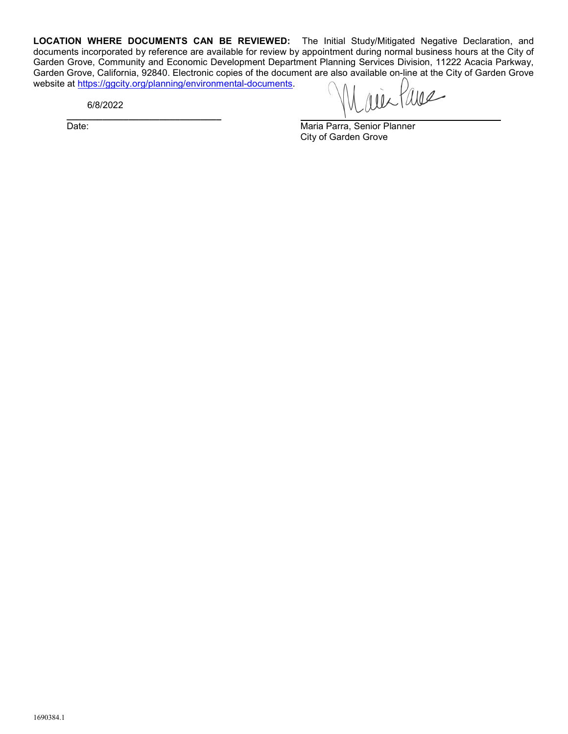**LOCATION WHERE DOCUMENTS CAN BE REVIEWED:** The Initial Study/Mitigated Negative Declaration, and documents incorporated by reference are available for review by appointment during normal business hours at the City of Garden Grove, Community and Economic Development Department Planning Services Division, 11222 Acacia Parkway, Garden Grove, California, 92840. Electronic copies of the document are also available on-line at the City of Garden Grove website at https://ggcity.org/planning/environmental-documents.

6/8/2022

Date:

Maria Parra, Senior Planner
City of Garden Grove

1690384.1